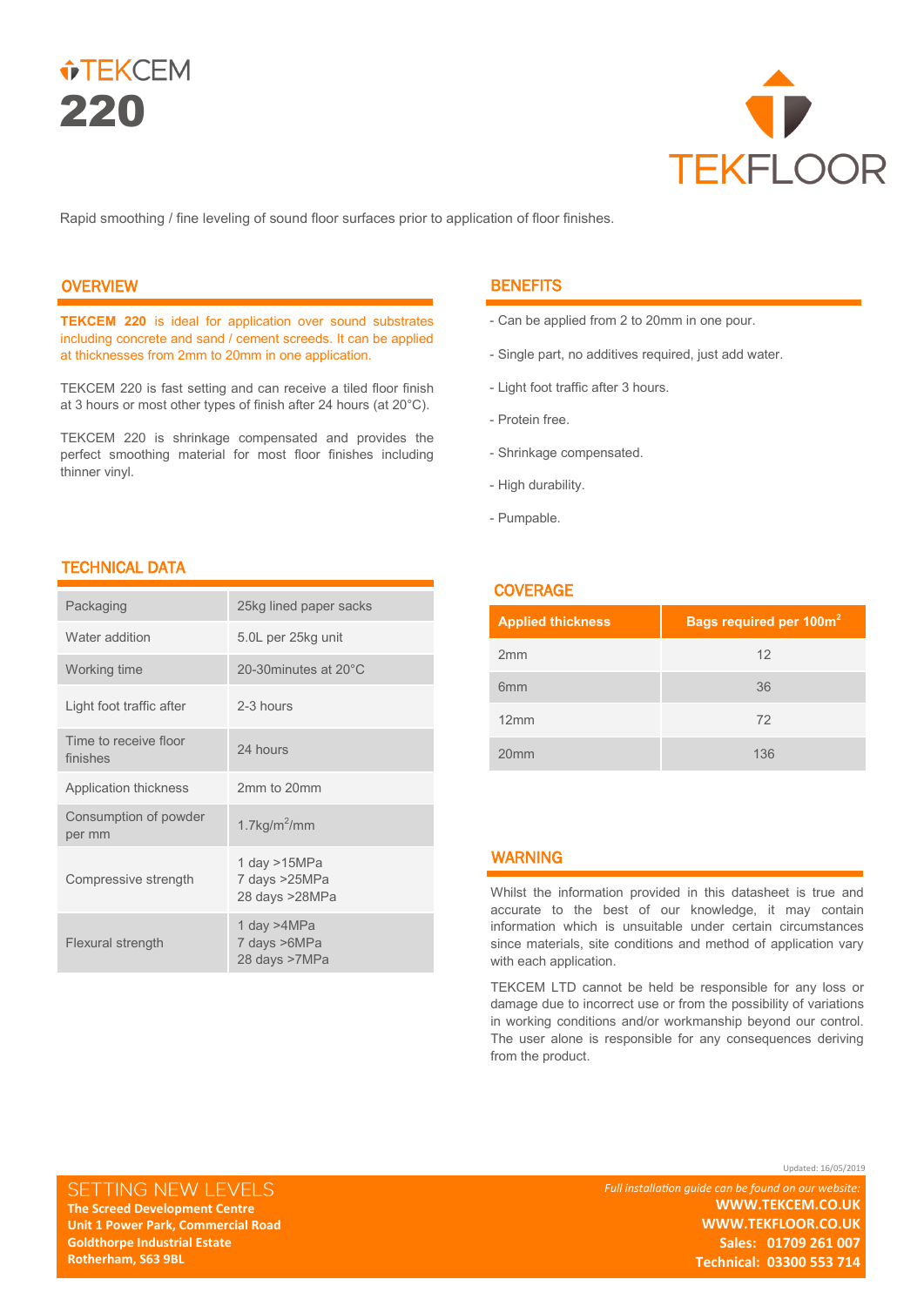# TEKCEM 220

TEKFLOOR

Rapid smoothing / fine leveling of sound floor surfaces prior to application of floor finishes.

## OVERVIEW

**TEKCEM 220** is ideal for application over sound substrates including concrete and sand / cement screeds. It can be applied at thicknesses from 2mm to 20mm in one application.

TEKCEM 220 is fast setting and can receive a tiled floor finish at 3 hours or most other types of finish after 24 hours (at 20°C).

TEKCEM 220 is shrinkage compensated and provides the perfect smoothing material for most floor finishes including thinner vinyl.

## BENEFITS

- Can be applied from 2 to 20mm in one pour.
- Single part, no additives required, just add water.
- Light foot traffic after 3 hours.
- Protein free.
- Shrinkage compensated.
- High durability.
- Pumpable.

## TECHNICAL DATA

| | |
|---|---|
| Packaging | 25kg lined paper sacks |
| Water addition | 5.0L per 25kg unit |
| Working time | 20-30minutes at 20°C |
| Light foot traffic after | 2-3 hours |
| Time to receive floor finishes | 24 hours |
| Application thickness | 2mm to 20mm |
| Consumption of powder per mm | 1.7kg/m$^2$/mm |
| Compressive strength | 1 day >15MPa<br>7 days >25MPa<br>28 days >28MPa |
| Flexural strength | 1 day >4MPa<br>7 days >6MPa<br>28 days >7MPa |

## COVERAGE

| Applied thickness | Bags required per 100m$^2$ |
|---|---|
| 2mm | 12 |
| 6mm | 36 |
| 12mm | 72 |
| 20mm | 136 |

## WARNING

Whilst the information provided in this datasheet is true and accurate to the best of our knowledge, it may contain information which is unsuitable under certain circumstances since materials, site conditions and method of application vary with each application.

TEKCEM LTD cannot be held be responsible for any loss or damage due to incorrect use or from the possibility of variations in working conditions and/or workmanship beyond our control. The user alone is responsible for any consequences deriving from the product.

Updated: 16/05/2019

SETTING NEW LEVELS
**The Screed Development Centre**
**Unit 1 Power Park, Commercial Road**
**Goldthorpe Industrial Estate**
**Rotherham, S63 9BL**

*Full installation guide can be found on our website:*
**WWW.TEKCEM.CO.UK**
**WWW.TEKFLOOR.CO.UK**
**Sales: 01709 261 007**
**Technical: 03300 553 714**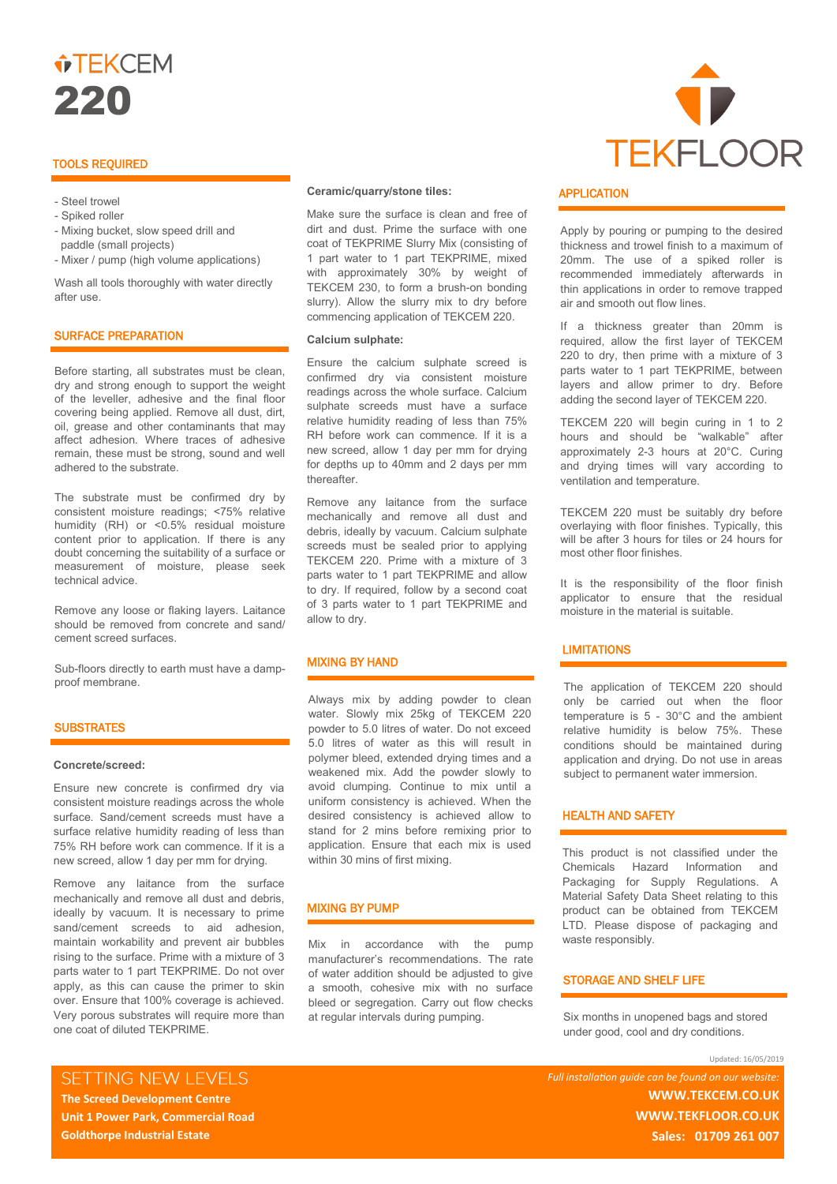# TEKCEM 220

## TOOLS REQUIRED

- Steel trowel
- Spiked roller
- Mixing bucket, slow speed drill and paddle (small projects)
- Mixer / pump (high volume applications)

Wash all tools thoroughly with water directly after use.

## SURFACE PREPARATION

Before starting, all substrates must be clean, dry and strong enough to support the weight of the leveller, adhesive and the final floor covering being applied. Remove all dust, dirt, oil, grease and other contaminants that may affect adhesion. Where traces of adhesive remain, these must be strong, sound and well adhered to the substrate.

The substrate must be confirmed dry by consistent moisture readings; <75% relative humidity (RH) or <0.5% residual moisture content prior to application. If there is any doubt concerning the suitability of a surface or measurement of moisture, please seek technical advice.

Remove any loose or flaking layers. Laitance should be removed from concrete and sand/ cement screed surfaces.

Sub-floors directly to earth must have a damp-proof membrane.

## SUBSTRATES

**Concrete/screed:**

Ensure new concrete is confirmed dry via consistent moisture readings across the whole surface. Sand/cement screeds must have a surface relative humidity reading of less than 75% RH before work can commence. If it is a new screed, allow 1 day per mm for drying.

Remove any laitance from the surface mechanically and remove all dust and debris, ideally by vacuum. It is necessary to prime sand/cement screeds to aid adhesion, maintain workability and prevent air bubbles rising to the surface. Prime with a mixture of 3 parts water to 1 part TEKPRIME. Do not over apply, as this can cause the primer to skin over. Ensure that 100% coverage is achieved. Very porous substrates will require more than one coat of diluted TEKPRIME.

**Ceramic/quarry/stone tiles:**

Make sure the surface is clean and free of dirt and dust. Prime the surface with one coat of TEKPRIME Slurry Mix (consisting of 1 part water to 1 part TEKPRIME, mixed with approximately 30% by weight of TEKCEM 230, to form a brush-on bonding slurry). Allow the slurry mix to dry before commencing application of TEKCEM 220.

**Calcium sulphate:**

Ensure the calcium sulphate screed is confirmed dry via consistent moisture readings across the whole surface. Calcium sulphate screeds must have a surface relative humidity reading of less than 75% RH before work can commence. If it is a new screed, allow 1 day per mm for drying for depths up to 40mm and 2 days per mm thereafter.

Remove any laitance from the surface mechanically and remove all dust and debris, ideally by vacuum. Calcium sulphate screeds must be sealed prior to applying TEKCEM 220. Prime with a mixture of 3 parts water to 1 part TEKPRIME and allow to dry. If required, follow by a second coat of 3 parts water to 1 part TEKPRIME and allow to dry.

## MIXING BY HAND

Always mix by adding powder to clean water. Slowly mix 25kg of TEKCEM 220 powder to 5.0 litres of water. Do not exceed 5.0 litres of water as this will result in polymer bleed, extended drying times and a weakened mix. Add the powder slowly to avoid clumping. Continue to mix until a uniform consistency is achieved. When the desired consistency is achieved allow to stand for 2 mins before remixing prior to application. Ensure that each mix is used within 30 mins of first mixing.

## MIXING BY PUMP

Mix in accordance with the pump manufacturer's recommendations. The rate of water addition should be adjusted to give a smooth, cohesive mix with no surface bleed or segregation. Carry out flow checks at regular intervals during pumping.

TEKFLOOR

## APPLICATION

Apply by pouring or pumping to the desired thickness and trowel finish to a maximum of 20mm. The use of a spiked roller is recommended immediately afterwards in thin applications in order to remove trapped air and smooth out flow lines.

If a thickness greater than 20mm is required, allow the first layer of TEKCEM 220 to dry, then prime with a mixture of 3 parts water to 1 part TEKPRIME, between layers and allow primer to dry. Before adding the second layer of TEKCEM 220.

TEKCEM 220 will begin curing in 1 to 2 hours and should be "walkable" after approximately 2-3 hours at 20°C. Curing and drying times will vary according to ventilation and temperature.

TEKCEM 220 must be suitably dry before overlaying with floor finishes. Typically, this will be after 3 hours for tiles or 24 hours for most other floor finishes.

It is the responsibility of the floor finish applicator to ensure that the residual moisture in the material is suitable.

## LIMITATIONS

The application of TEKCEM 220 should only be carried out when the floor temperature is 5 - 30°C and the ambient relative humidity is below 75%. These conditions should be maintained during application and drying. Do not use in areas subject to permanent water immersion.

## HEALTH AND SAFETY

This product is not classified under the Chemicals Hazard Information and Packaging for Supply Regulations. A Material Safety Data Sheet relating to this product can be obtained from TEKCEM LTD. Please dispose of packaging and waste responsibly.

## STORAGE AND SHELF LIFE

Six months in unopened bags and stored under good, cool and dry conditions.

Updated: 16/05/2019

SETTING NEW LEVELS

**The Screed Development Centre**
**Unit 1 Power Park, Commercial Road**
**Goldthorpe Industrial Estate**

*Full installation guide can be found on our website:*
**WWW.TEKCEM.CO.UK**
**WWW.TEKFLOOR.CO.UK**
**Sales: 01709 261 007**